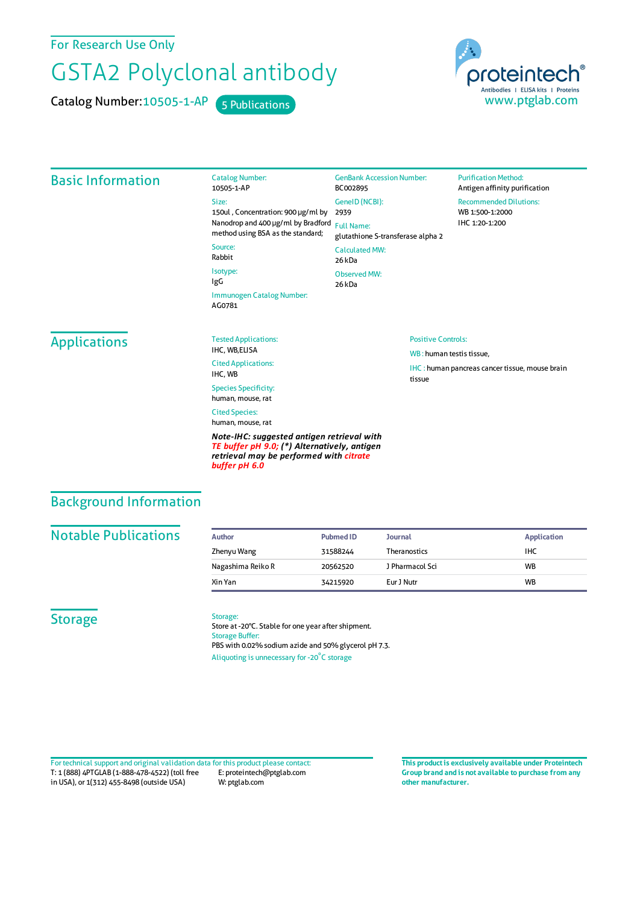For Research Use Only

# GSTA2 Polyclonal antibody

Catalog Number: 10505-1-AP    5 Publications

proteintech® Antibodies | ELISA kits | Proteins
www.ptglab.com

## Basic Information

Catalog Number:
10505-1-AP

Size:
150ul , Concentration: 900 μg/ml by Nanodrop and 400 μg/ml by Bradford method using BSA as the standard;

Source:
Rabbit

Isotype:
IgG

Immunogen Catalog Number:
AG0781

GenBank Accession Number:
BC002895

GeneID (NCBI):
2939

Full Name:
glutathione S-transferase alpha 2

Calculated MW:
26 kDa

Observed MW:
26 kDa

Purification Method:
Antigen affinity purification

Recommended Dilutions:
WB 1:500-1:2000
IHC 1:20-1:200

## Applications

Tested Applications:
IHC, WB,ELISA

Cited Applications:
IHC, WB

Species Specificity:
human, mouse, rat

Cited Species:
human, mouse, rat

***Note-IHC: suggested antigen retrieval with TE buffer pH 9.0; (\*) Alternatively, antigen retrieval may be performed with citrate buffer pH 6.0***

Positive Controls:

WB : human testis tissue,

IHC : human pancreas cancer tissue, mouse brain tissue

## Background Information

## Notable Publications

| Author | Pubmed ID | Journal | Application |
|---|---|---|---|
| Zhenyu Wang | 31588244 | Theranostics | IHC |
| Nagashima Reiko R | 20562520 | J Pharmacol Sci | WB |
| Xin Yan | 34215920 | Eur J Nutr | WB |

## Storage

Storage:
Store at -20°C. Stable for one year after shipment.

Storage Buffer:
PBS with 0.02% sodium azide and 50% glycerol pH 7.3.

Aliquoting is unnecessary for -20°C storage

For technical support and original validation data for this product please contact:
T: 1 (888) 4PTGLAB (1-888-478-4522) (toll free in USA), or 1(312) 455-8498 (outside USA)
E: proteintech@ptglab.com
W: ptglab.com

**This product is exclusively available under Proteintech Group brand and is not available to purchase from any other manufacturer.**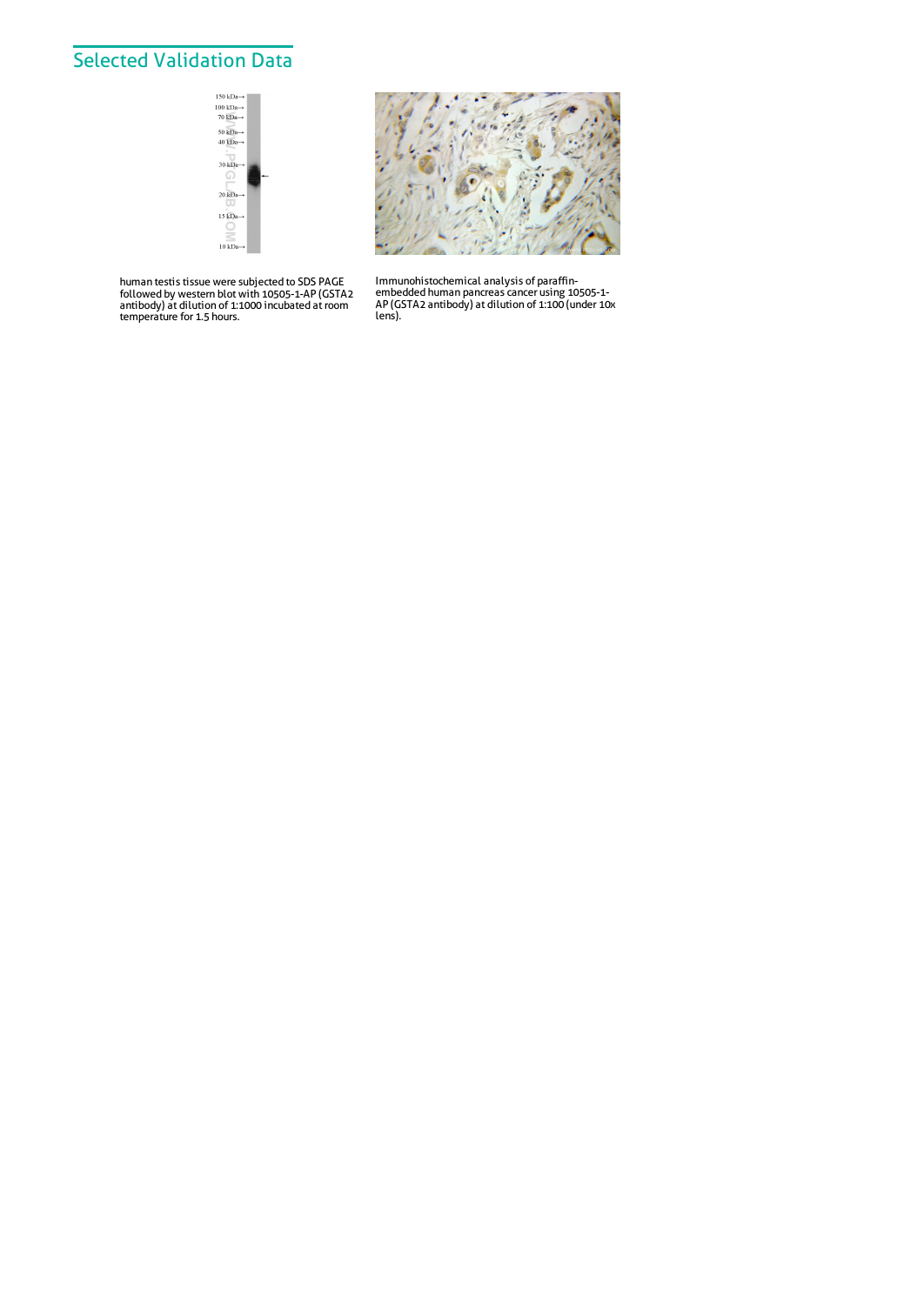## Selected Validation Data

150 kDa→
100 kDa→
70 kDa→
50 kDa→
40 kDa→
30 kDa→
20 kDa→
15 kDa→
10 kDa→

human testis tissue were subjected to SDS PAGE followed by western blot with 10505-1-AP (GSTA2 antibody) at dilution of 1:1000 incubated at room temperature for 1.5 hours.

Immunohistochemical analysis of paraffin-embedded human pancreas cancer using 10505-1-AP (GSTA2 antibody) at dilution of 1:100 (under 10x lens).